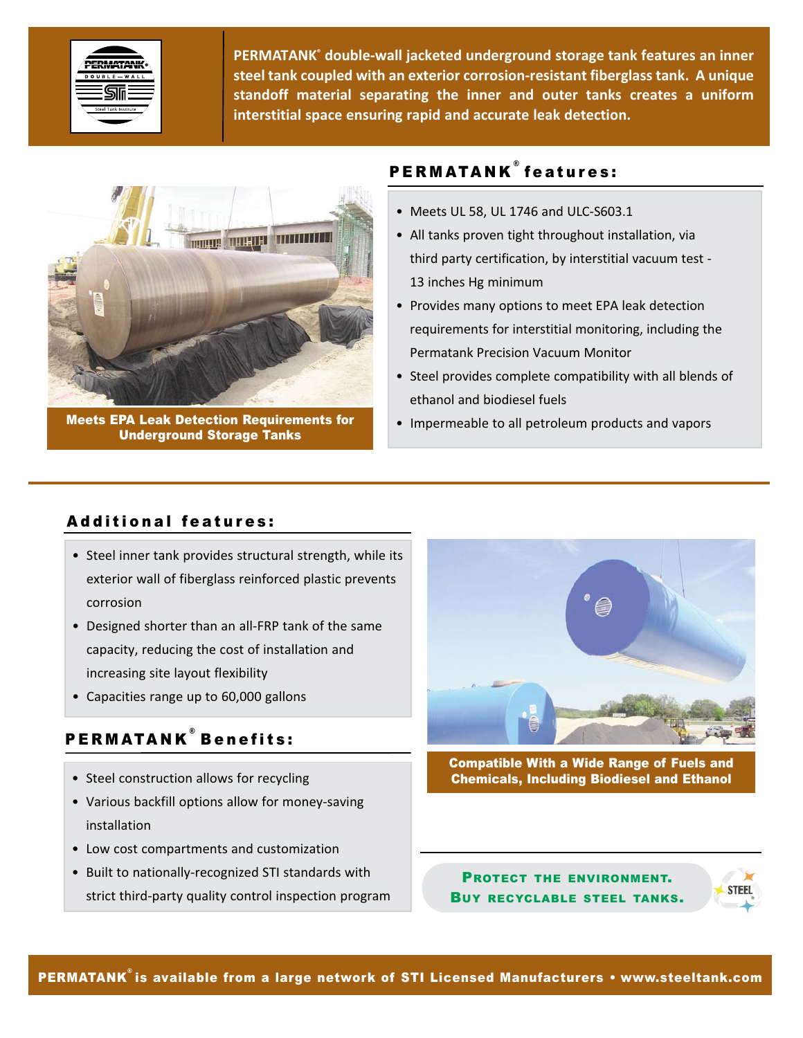PERMATANK® double-wall jacketed underground storage tank features an inner steel tank coupled with an exterior corrosion-resistant fiberglass tank. A unique standoff material separating the inner and outer tanks creates a uniform interstitial space ensuring rapid and accurate leak detection.

Meets EPA Leak Detection Requirements for Underground Storage Tanks

## PERMATANK® features:

- Meets UL 58, UL 1746 and ULC-S603.1
- All tanks proven tight throughout installation, via third party certification, by interstitial vacuum test - 13 inches Hg minimum
- Provides many options to meet EPA leak detection requirements for interstitial monitoring, including the Permatank Precision Vacuum Monitor
- Steel provides complete compatibility with all blends of ethanol and biodiesel fuels
- Impermeable to all petroleum products and vapors

## Additional features:

- Steel inner tank provides structural strength, while its exterior wall of fiberglass reinforced plastic prevents corrosion
- Designed shorter than an all-FRP tank of the same capacity, reducing the cost of installation and increasing site layout flexibility
- Capacities range up to 60,000 gallons

## PERMATANK® Benefits:

- Steel construction allows for recycling
- Various backfill options allow for money-saving installation
- Low cost compartments and customization
- Built to nationally-recognized STI standards with strict third-party quality control inspection program

Compatible With a Wide Range of Fuels and Chemicals, Including Biodiesel and Ethanol

**PROTECT THE ENVIRONMENT. BUY RECYCLABLE STEEL TANKS.**

**PERMATANK® is available from a large network of STI Licensed Manufacturers • www.steeltank.com**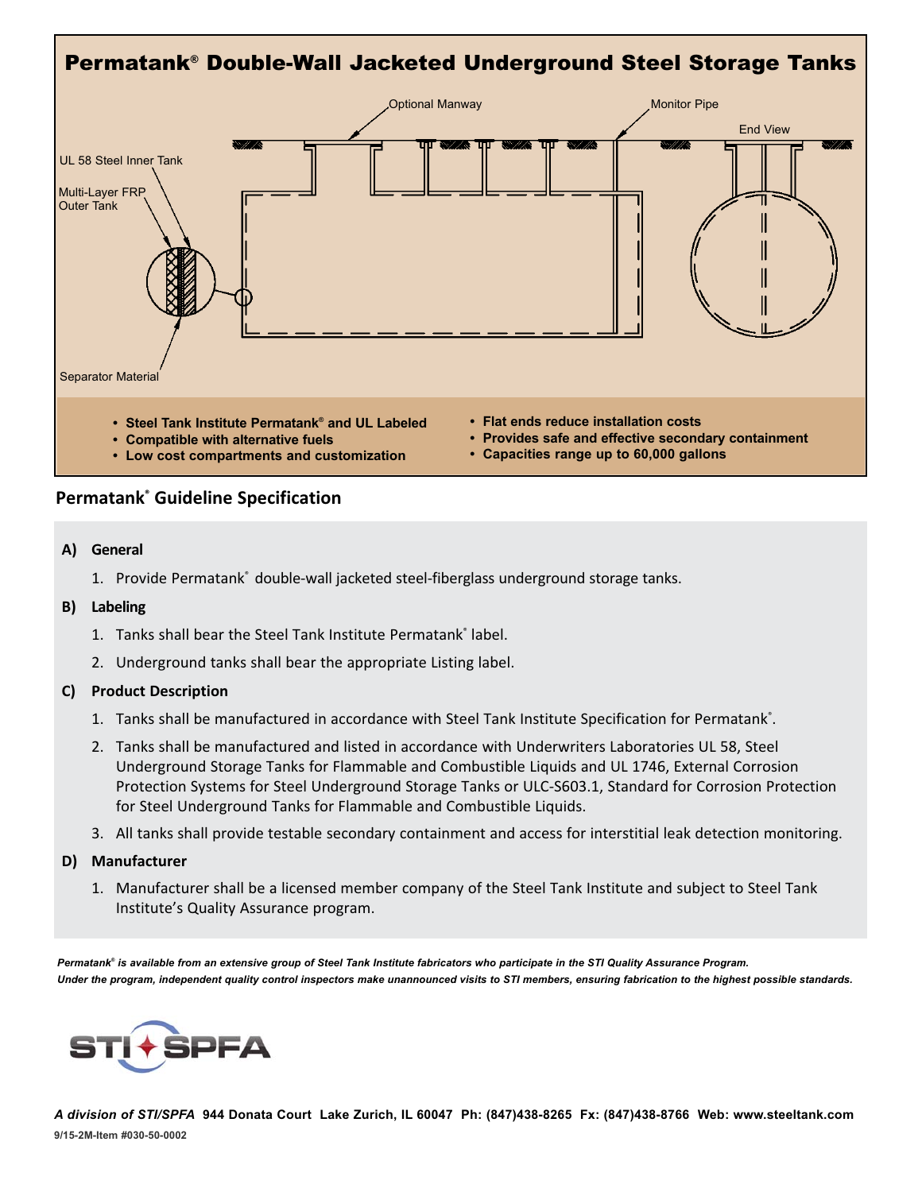# Permatank® Double-Wall Jacketed Underground Steel Storage Tanks

Optional Manway

Monitor Pipe

End View

UL 58 Steel Inner Tank

Multi-Layer FRP Outer Tank

Separator Material

- **Steel Tank Institute Permatank® and UL Labeled**
- **Compatible with alternative fuels**
- **Low cost compartments and customization**
- **Flat ends reduce installation costs**
- **Provides safe and effective secondary containment**
- **Capacities range up to 60,000 gallons**

## Permatank® Guideline Specification

**A) General**

1. Provide Permatank® double-wall jacketed steel-fiberglass underground storage tanks.

**B) Labeling**

1. Tanks shall bear the Steel Tank Institute Permatank® label.
2. Underground tanks shall bear the appropriate Listing label.

**C) Product Description**

1. Tanks shall be manufactured in accordance with Steel Tank Institute Specification for Permatank®.
2. Tanks shall be manufactured and listed in accordance with Underwriters Laboratories UL 58, Steel Underground Storage Tanks for Flammable and Combustible Liquids and UL 1746, External Corrosion Protection Systems for Steel Underground Storage Tanks or ULC-S603.1, Standard for Corrosion Protection for Steel Underground Tanks for Flammable and Combustible Liquids.
3. All tanks shall provide testable secondary containment and access for interstitial leak detection monitoring.

**D) Manufacturer**

1. Manufacturer shall be a licensed member company of the Steel Tank Institute and subject to Steel Tank Institute's Quality Assurance program.

***Permatank® is available from an extensive group of Steel Tank Institute fabricators who participate in the STI Quality Assurance Program. Under the program, independent quality control inspectors make unannounced visits to STI members, ensuring fabrication to the highest possible standards.***

STI SPFA

***A division of STI/SPFA*** **944 Donata Court Lake Zurich, IL 60047 Ph: (847)438-8265 Fx: (847)438-8766 Web: www.steeltank.com**

**9/15-2M-Item #030-50-0002**